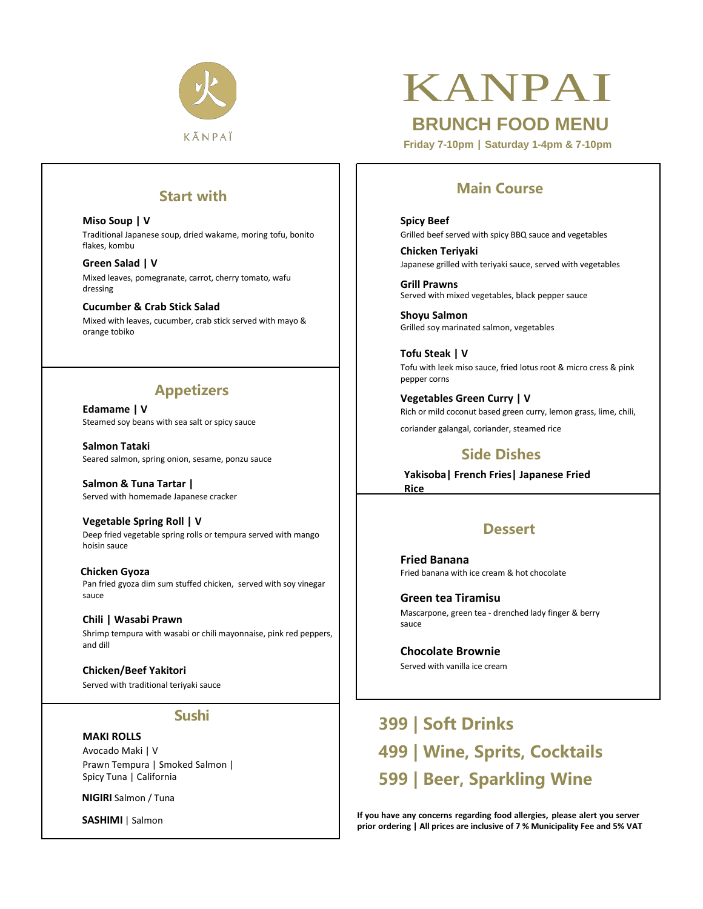火

KÃNPAÏ

# KANPAI

## BRUNCH FOOD MENU

**Friday 7-10pm | Saturday 1-4pm & 7-10pm**

## Start with

**Miso Soup | V**
Traditional Japanese soup, dried wakame, moring tofu, bonito flakes, kombu

**Green Salad | V**
Mixed leaves, pomegranate, carrot, cherry tomato, wafu dressing

**Cucumber & Crab Stick Salad**
Mixed with leaves, cucumber, crab stick served with mayo & orange tobiko

## Appetizers

**Edamame | V**
Steamed soy beans with sea salt or spicy sauce

**Salmon Tataki**
Seared salmon, spring onion, sesame, ponzu sauce

**Salmon & Tuna Tartar |**
Served with homemade Japanese cracker

**Vegetable Spring Roll | V**
Deep fried vegetable spring rolls or tempura served with mango hoisin sauce

**Chicken Gyoza**
Pan fried gyoza dim sum stuffed chicken, served with soy vinegar sauce

**Chili | Wasabi Prawn**
Shrimp tempura with wasabi or chili mayonnaise, pink red peppers, and dill

**Chicken/Beef Yakitori**
Served with traditional teriyaki sauce

## Sushi

**MAKI ROLLS**
Avocado Maki | V
Prawn Tempura | Smoked Salmon | Spicy Tuna | California

**NIGIRI** Salmon / Tuna

**SASHIMI** | Salmon

## Main Course

**Spicy Beef**
Grilled beef served with spicy BBQ sauce and vegetables

**Chicken Teriyaki**
Japanese grilled with teriyaki sauce, served with vegetables

**Grill Prawns**
Served with mixed vegetables, black pepper sauce

**Shoyu Salmon**
Grilled soy marinated salmon, vegetables

**Tofu Steak | V**
Tofu with leek miso sauce, fried lotus root & micro cress & pink pepper corns

**Vegetables Green Curry | V**
Rich or mild coconut based green curry, lemon grass, lime, chili, coriander galangal, coriander, steamed rice

## Side Dishes

**Yakisoba| French Fries| Japanese Fried Rice**

## Dessert

**Fried Banana**
Fried banana with ice cream & hot chocolate

**Green tea Tiramisu**
Mascarpone, green tea - drenched lady finger & berry sauce

**Chocolate Brownie**
Served with vanilla ice cream

## 399 | Soft Drinks
## 499 | Wine, Sprits, Cocktails
## 599 | Beer, Sparkling Wine

**If you have any concerns regarding food allergies, please alert you server prior ordering | All prices are inclusive of 7 % Municipality Fee and 5% VAT**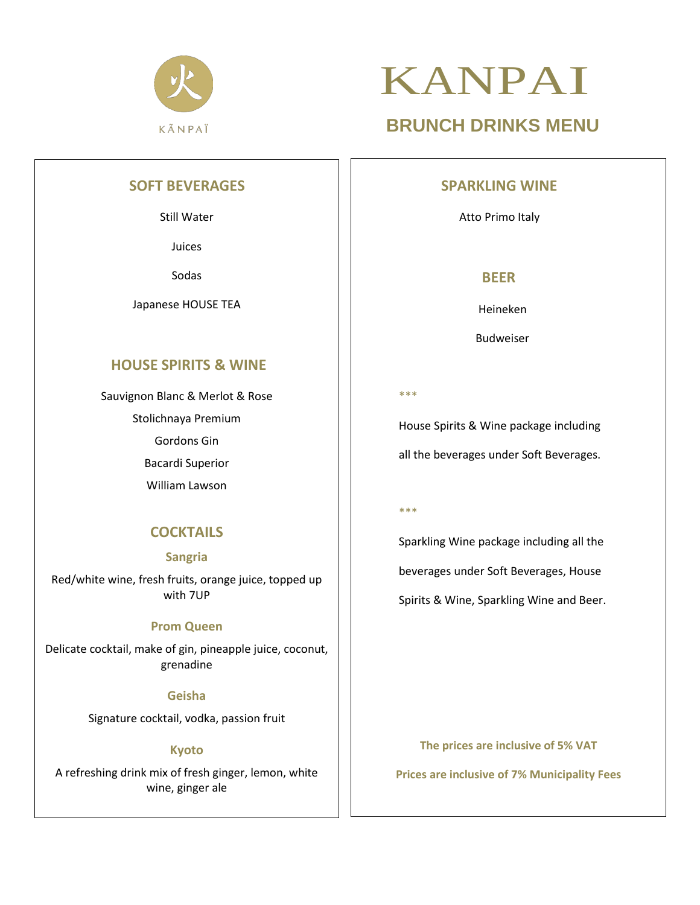KÃNPAÏ

# KANPAI

## BRUNCH DRINKS MENU

### SOFT BEVERAGES

Still Water

Juices

Sodas

Japanese HOUSE TEA

### HOUSE SPIRITS & WINE

Sauvignon Blanc & Merlot & Rose

Stolichnaya Premium

Gordons Gin

Bacardi Superior

William Lawson

### COCKTAILS

**Sangria**

Red/white wine, fresh fruits, orange juice, topped up with 7UP

**Prom Queen**

Delicate cocktail, make of gin, pineapple juice, coconut, grenadine

**Geisha**

Signature cocktail, vodka, passion fruit

**Kyoto**

A refreshing drink mix of fresh ginger, lemon, white wine, ginger ale

### SPARKLING WINE

Atto Primo Italy

### BEER

Heineken

Budweiser

***

House Spirits & Wine package including all the beverages under Soft Beverages.

***

Sparkling Wine package including all the beverages under Soft Beverages, House Spirits & Wine, Sparkling Wine and Beer.

**The prices are inclusive of 5% VAT**

**Prices are inclusive of 7% Municipality Fees**